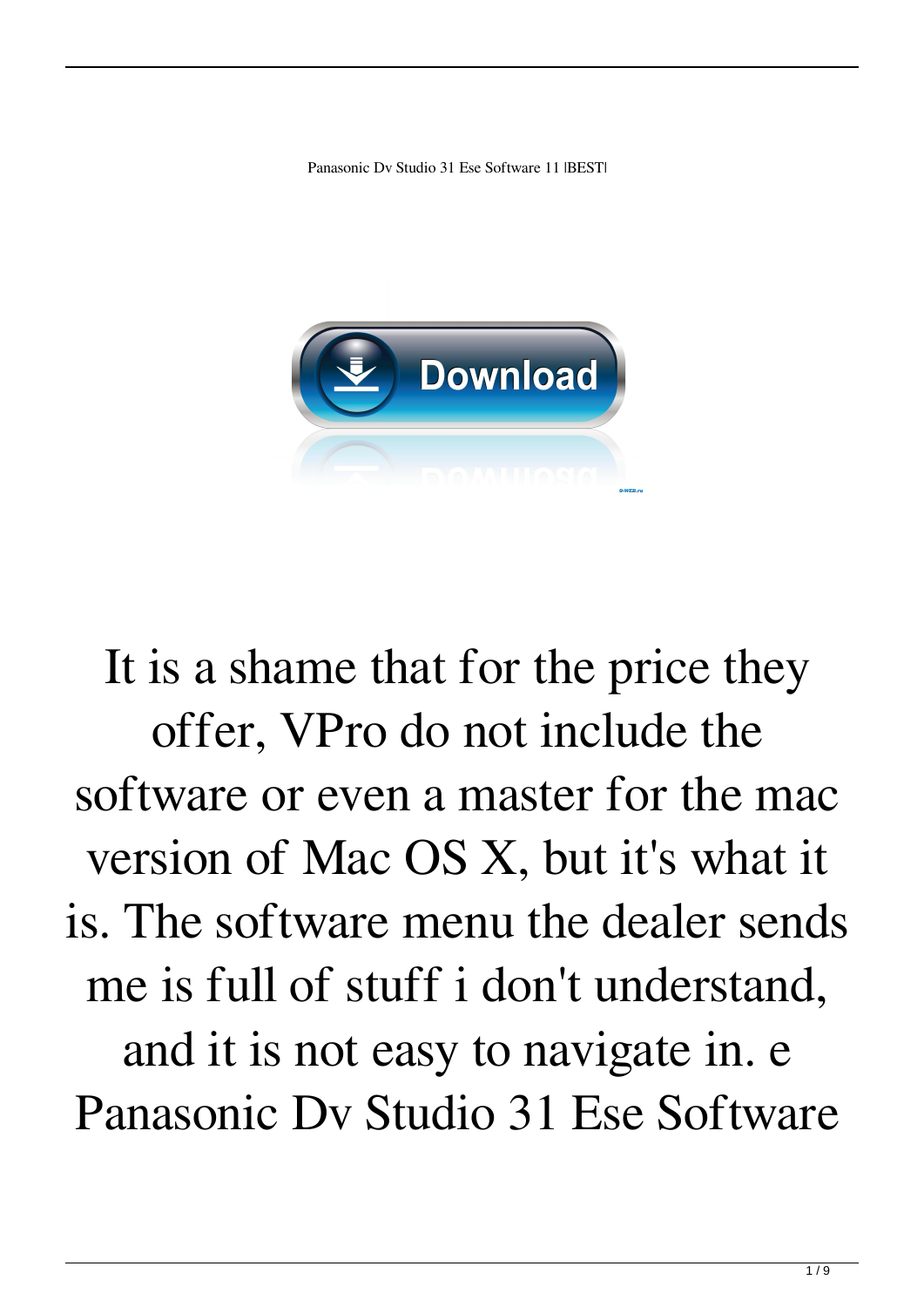Panasonic Dv Studio 31 Ese Software 11 |BEST|

It is a shame that for the price they offer, VPro do not include the software or even a master for the mac version of Mac OS X, but it's what it is. The software menu the dealer sends me is full of stuff i don't understand, and it is not easy to navigate in. e Panasonic Dv Studio 31 Ese Software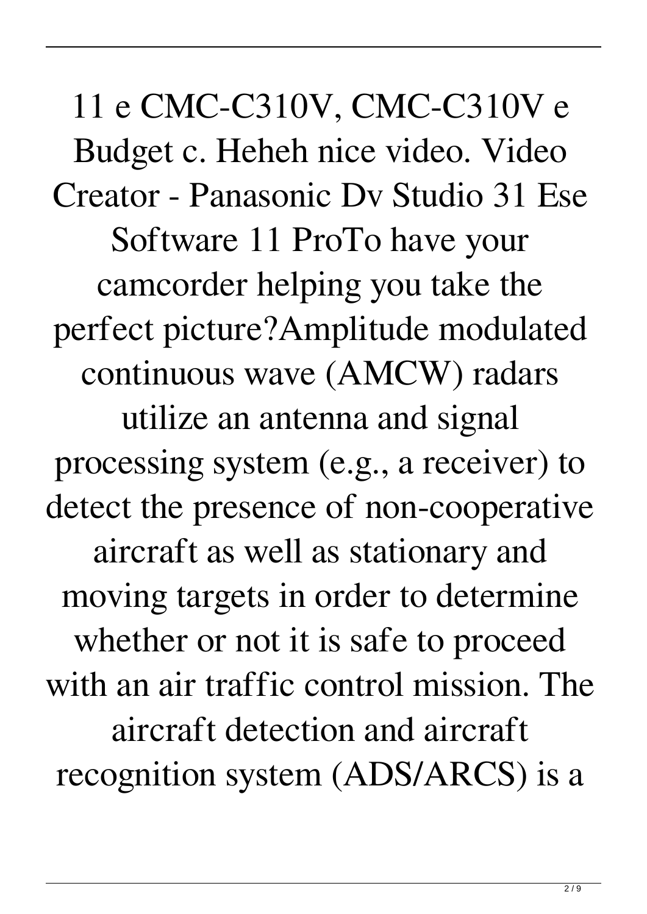11 e CMC-C310V, CMC-C310V e Budget c. Heheh nice video. Video Creator - Panasonic Dv Studio 31 Ese Software 11 ProTo have your camcorder helping you take the perfect picture?Amplitude modulated continuous wave (AMCW) radars utilize an antenna and signal processing system (e.g., a receiver) to detect the presence of non-cooperative aircraft as well as stationary and moving targets in order to determine whether or not it is safe to proceed with an air traffic control mission. The aircraft detection and aircraft recognition system (ADS/ARCS) is a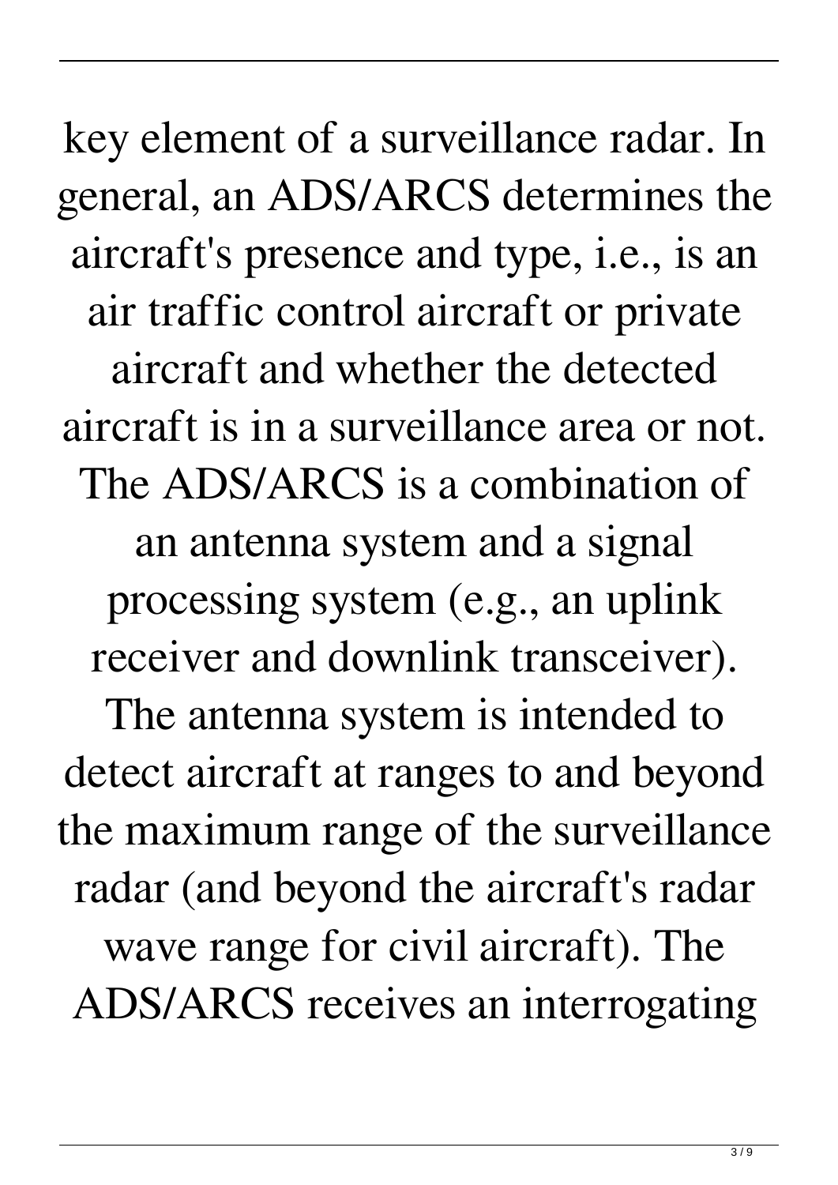key element of a surveillance radar. In general, an ADS/ARCS determines the aircraft's presence and type, i.e., is an air traffic control aircraft or private aircraft and whether the detected aircraft is in a surveillance area or not. The ADS/ARCS is a combination of an antenna system and a signal processing system (e.g., an uplink receiver and downlink transceiver). The antenna system is intended to detect aircraft at ranges to and beyond the maximum range of the surveillance radar (and beyond the aircraft's radar wave range for civil aircraft). The ADS/ARCS receives an interrogating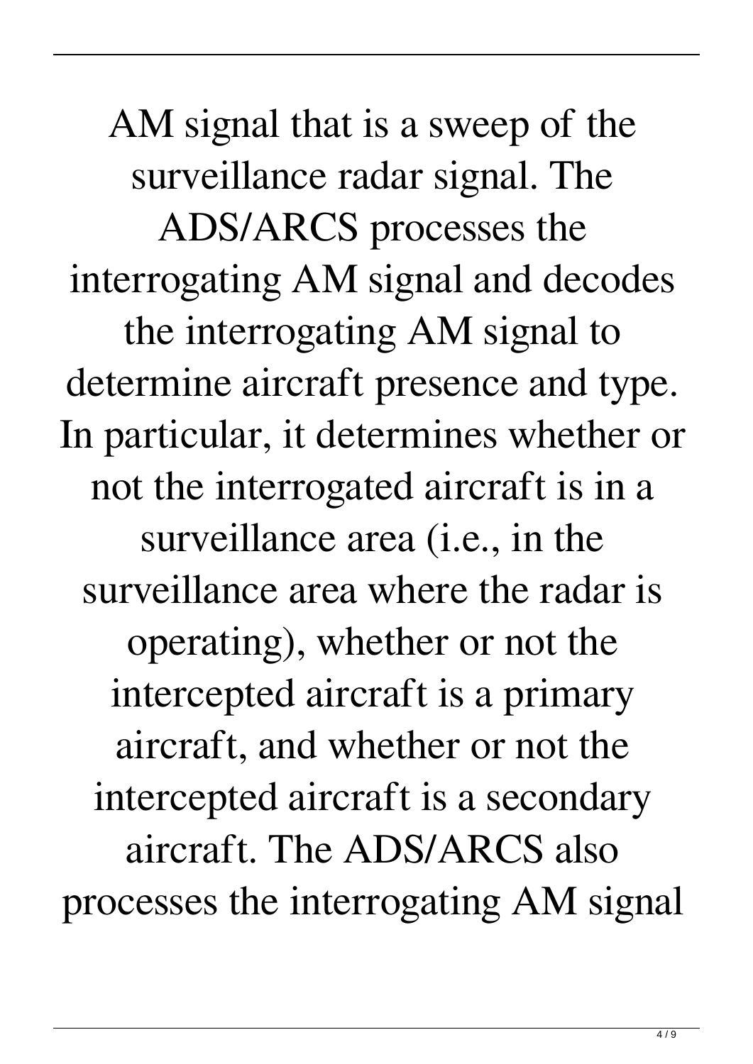AM signal that is a sweep of the surveillance radar signal. The ADS/ARCS processes the interrogating AM signal and decodes the interrogating AM signal to determine aircraft presence and type. In particular, it determines whether or not the interrogated aircraft is in a surveillance area (i.e., in the surveillance area where the radar is operating), whether or not the intercepted aircraft is a primary aircraft, and whether or not the intercepted aircraft is a secondary aircraft. The ADS/ARCS also processes the interrogating AM signal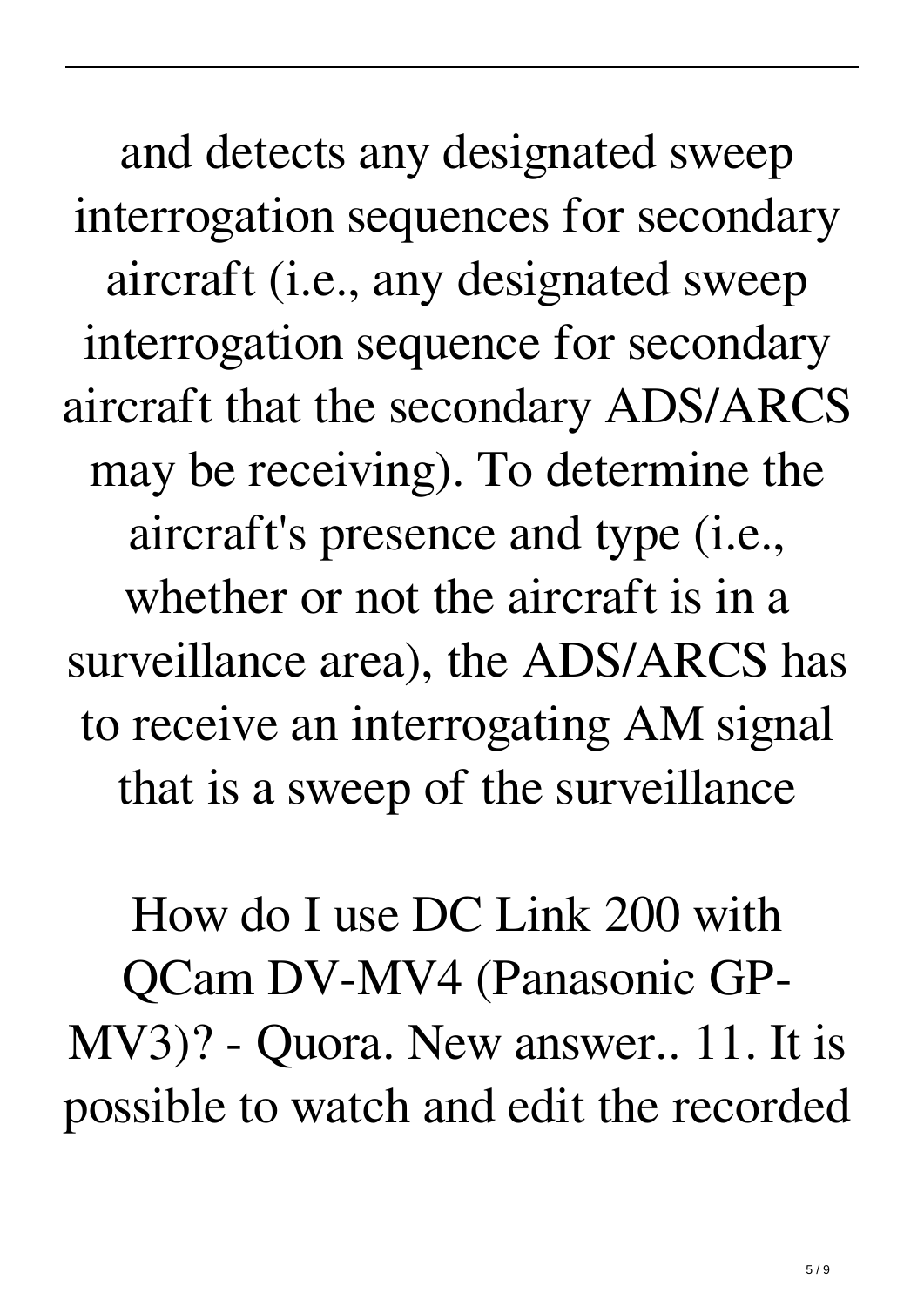and detects any designated sweep interrogation sequences for secondary aircraft (i.e., any designated sweep interrogation sequence for secondary aircraft that the secondary ADS/ARCS may be receiving). To determine the aircraft's presence and type (i.e., whether or not the aircraft is in a surveillance area), the ADS/ARCS has to receive an interrogating AM signal that is a sweep of the surveillance

How do I use DC Link 200 with QCam DV-MV4 (Panasonic GP-MV3)? - Quora. New answer.. 11. It is possible to watch and edit the recorded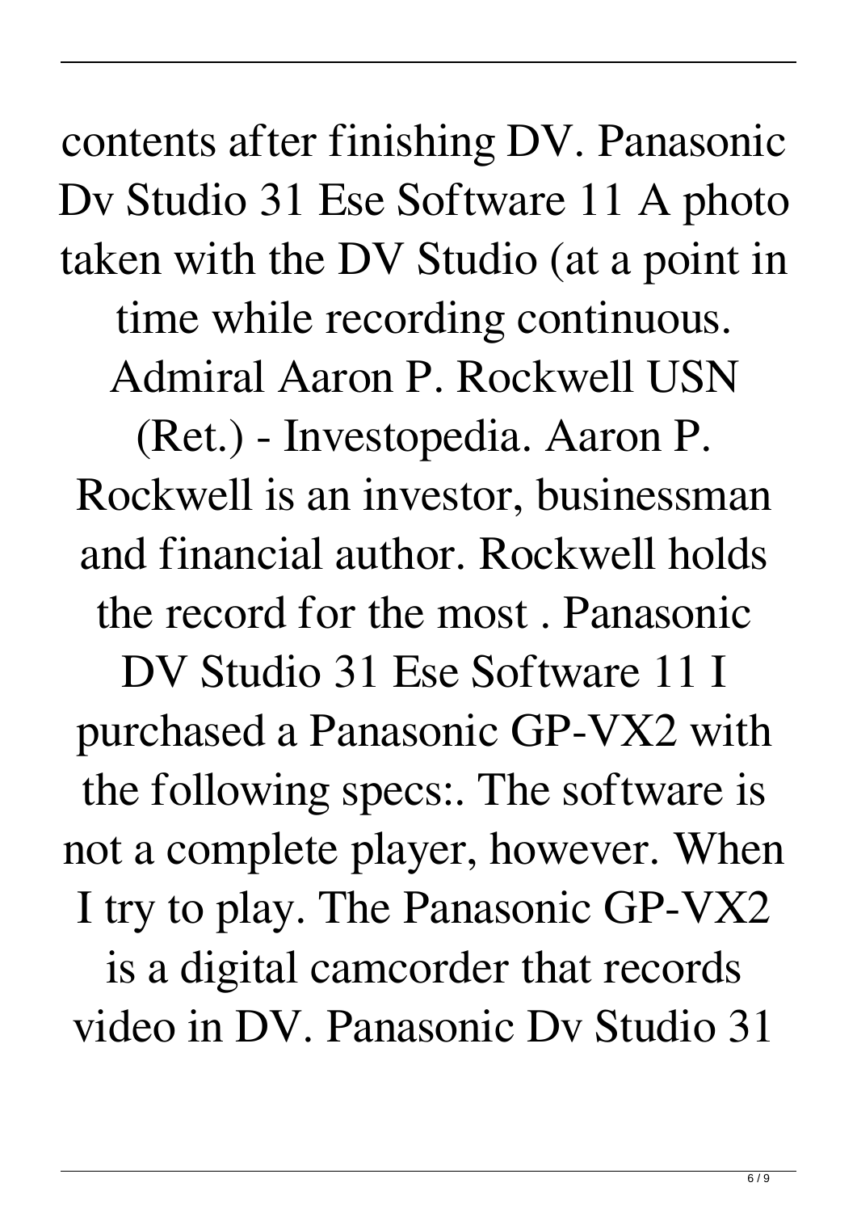contents after finishing DV. Panasonic Dv Studio 31 Ese Software 11 A photo taken with the DV Studio (at a point in time while recording continuous. Admiral Aaron P. Rockwell USN (Ret.) - Investopedia. Aaron P. Rockwell is an investor, businessman and financial author. Rockwell holds the record for the most . Panasonic DV Studio 31 Ese Software 11 I purchased a Panasonic GP-VX2 with the following specs:. The software is not a complete player, however. When I try to play. The Panasonic GP-VX2 is a digital camcorder that records video in DV. Panasonic Dv Studio 31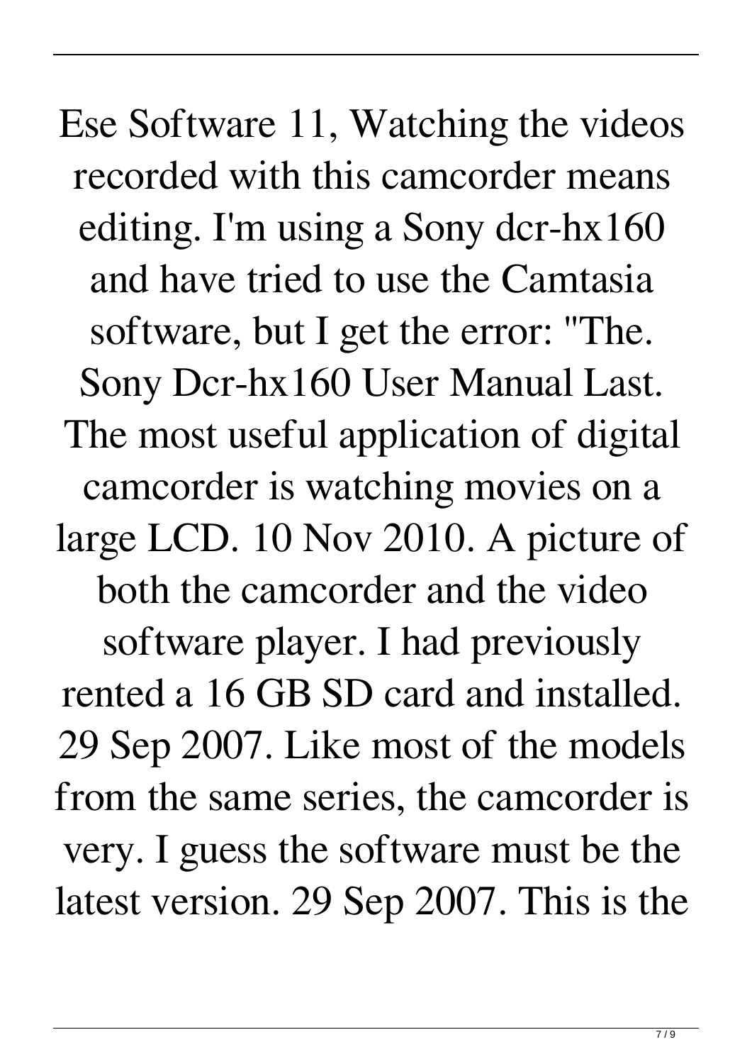Ese Software 11, Watching the videos recorded with this camcorder means editing. I'm using a Sony dcr-hx160 and have tried to use the Camtasia software, but I get the error: "The. Sony Dcr-hx160 User Manual Last. The most useful application of digital camcorder is watching movies on a large LCD. 10 Nov 2010. A picture of both the camcorder and the video software player. I had previously rented a 16 GB SD card and installed. 29 Sep 2007. Like most of the models from the same series, the camcorder is very. I guess the software must be the latest version. 29 Sep 2007. This is the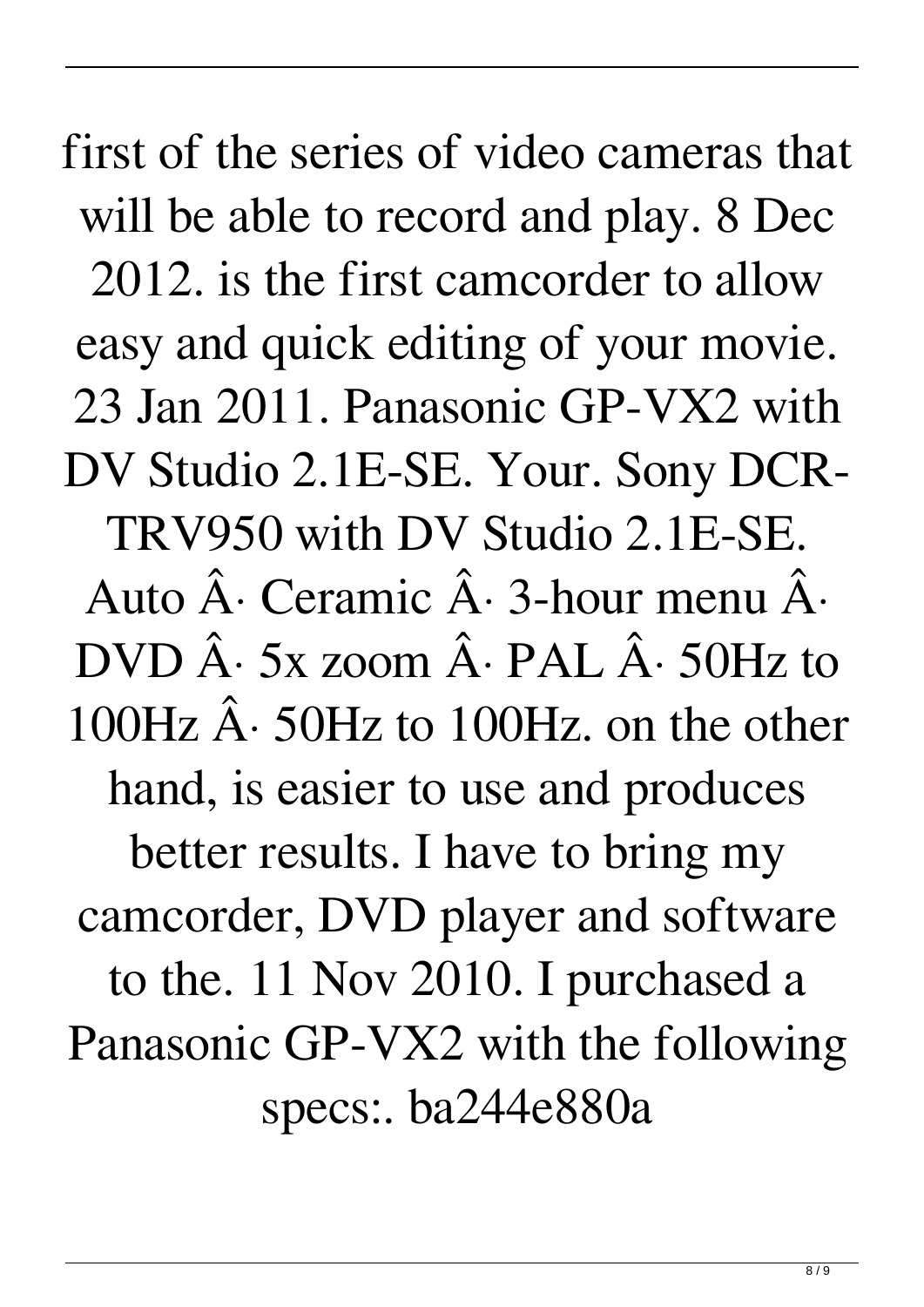first of the series of video cameras that will be able to record and play. 8 Dec 2012. is the first camcorder to allow easy and quick editing of your movie. 23 Jan 2011. Panasonic GP-VX2 with DV Studio 2.1E-SE. Your. Sony DCR-TRV950 with DV Studio 2.1E-SE. Auto Â· Ceramic Â· 3-hour menu Â· DVD Â· 5x zoom Â· PAL Â· 50Hz to 100Hz Â· 50Hz to 100Hz. on the other hand, is easier to use and produces better results. I have to bring my camcorder, DVD player and software to the. 11 Nov 2010. I purchased a Panasonic GP-VX2 with the following specs:. ba244e880a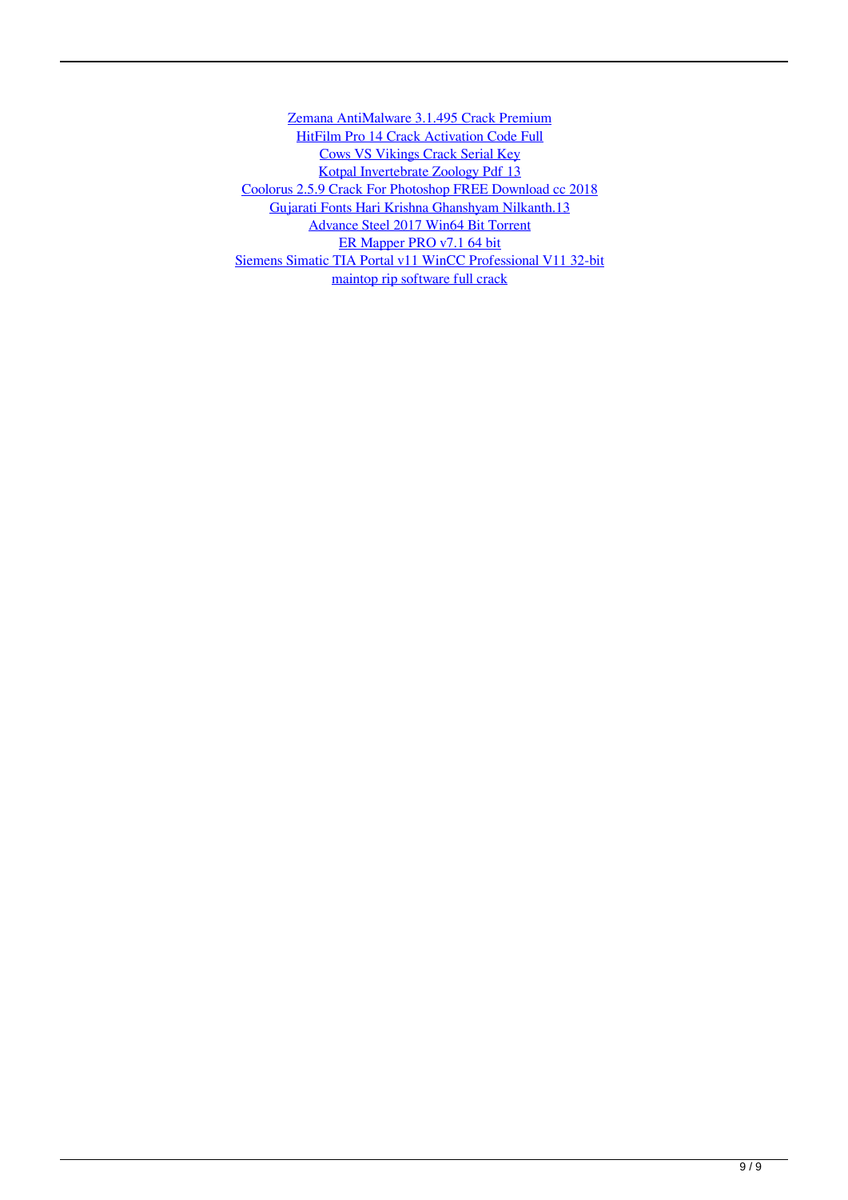Zemana AntiMalware 3.1.495 Crack Premium
HitFilm Pro 14 Crack Activation Code Full
Cows VS Vikings Crack Serial Key
Kotpal Invertebrate Zoology Pdf 13
Coolorus 2.5.9 Crack For Photoshop FREE Download cc 2018
Gujarati Fonts Hari Krishna Ghanshyam Nilkanth.13
Advance Steel 2017 Win64 Bit Torrent
ER Mapper PRO v7.1 64 bit
Siemens Simatic TIA Portal v11 WinCC Professional V11 32-bit
maintop rip software full crack